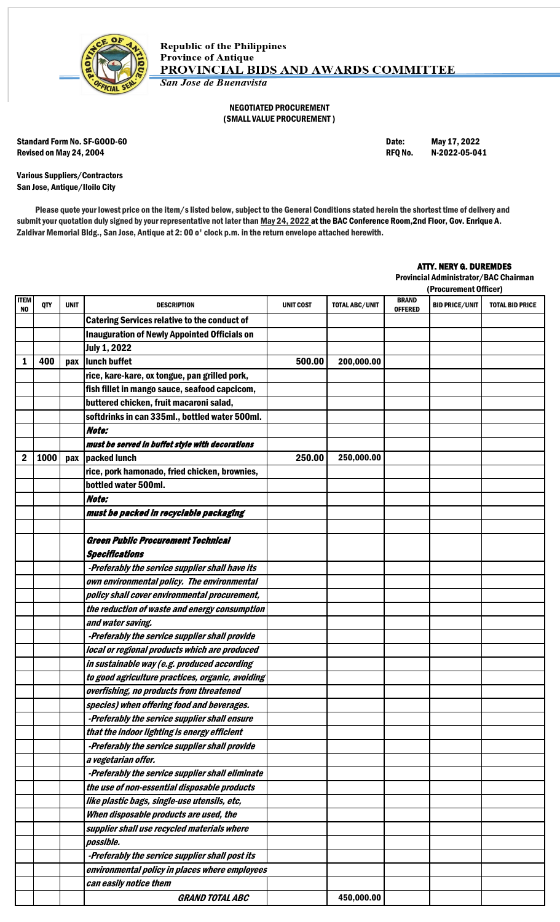Republic of the Philippines
Province of Antique
**PROVINCIAL BIDS AND AWARDS COMMITTEE**
*San Jose de Buenavista*

**NEGOTIATED PROCUREMENT**
**( SMALL VALUE PROCUREMENT )**

Standard Form No. SF-GOOD-60 Date: May 17, 2022
Revised on May 24, 2004 RFQ No. N-2022-05-041

Various Suppliers/Contractors
San Jose, Antique/Iloilo City

Please quote your lowest price on the item/s listed below, subject to the General Conditions stated herein the shortest time of delivery and submit your quotation duly signed by your representative not later than May 24, 2022 at the BAC Conference Room,2nd Floor, Gov. Enrique A. Zaldivar Memorial Bldg., San Jose, Antique at 2: 00 o' clock p.m. in the return envelope attached herewith.

**ATTY. NERY G. DUREMDES**
Provincial Administrator/BAC Chairman
(Procurement Officer)

| ITEM NO | QTY | UNIT | DESCRIPTION | UNIT COST | TOTAL ABC/UNIT | BRAND OFFERED | BID PRICE/UNIT | TOTAL BID PRICE |
|---|---|---|---|---|---|---|---|---|
| | | | Catering Services relative to the conduct of | | | | | |
| | | | Inauguration of Newly Appointed Officials on | | | | | |
| | | | July 1, 2022 | | | | | |
| 1 | 400 | pax | lunch buffet | 500.00 | 200,000.00 | | | |
| | | | rice, kare-kare, ox tongue, pan grilled pork, | | | | | |
| | | | fish fillet in mango sauce, seafood capcicom, | | | | | |
| | | | buttered chicken, fruit macaroni salad, | | | | | |
| | | | softdrinks in can 335ml., bottled water 500ml. | | | | | |
| | | | *Note:* | | | | | |
| | | | *must be served in buffet style with decorations* | | | | | |
| 2 | 1000 | pax | packed lunch | 250.00 | 250,000.00 | | | |
| | | | rice, pork hamonado, fried chicken, brownies, | | | | | |
| | | | bottled water 500ml. | | | | | |
| | | | *Note:* | | | | | |
| | | | *must be packed in recyclable packaging* | | | | | |
| | | | | | | | | |
| | | | *Green Public Procurement Technical Specifications* | | | | | |
| | | | *-Preferably the service supplier shall have its own environmental policy. The environmental policy shall cover environmental procurement, the reduction of waste and energy consumption and water saving.* | | | | | |
| | | | *-Preferably the service supplier shall provide local or regional products which are produced in sustainable way (e.g. produced according to good agriculture practices, organic, avoiding overfishing, no products from threatened species) when offering food and beverages.* | | | | | |
| | | | *-Preferably the service supplier shall ensure that the indoor lighting is energy efficient* | | | | | |
| | | | *-Preferably the service supplier shall provide a vegetarian offer.* | | | | | |
| | | | *-Preferably the service supplier shall eliminate the use of non-essential disposable products like plastic bags, single-use utensils, etc, When disposable products are used, the supplier shall use recycled materials where possible.* | | | | | |
| | | | *-Preferably the service supplier shall post its environmental policy in places where employees can easily notice them* | | | | | |
| | | | ***GRAND TOTAL ABC*** | | 450,000.00 | | | |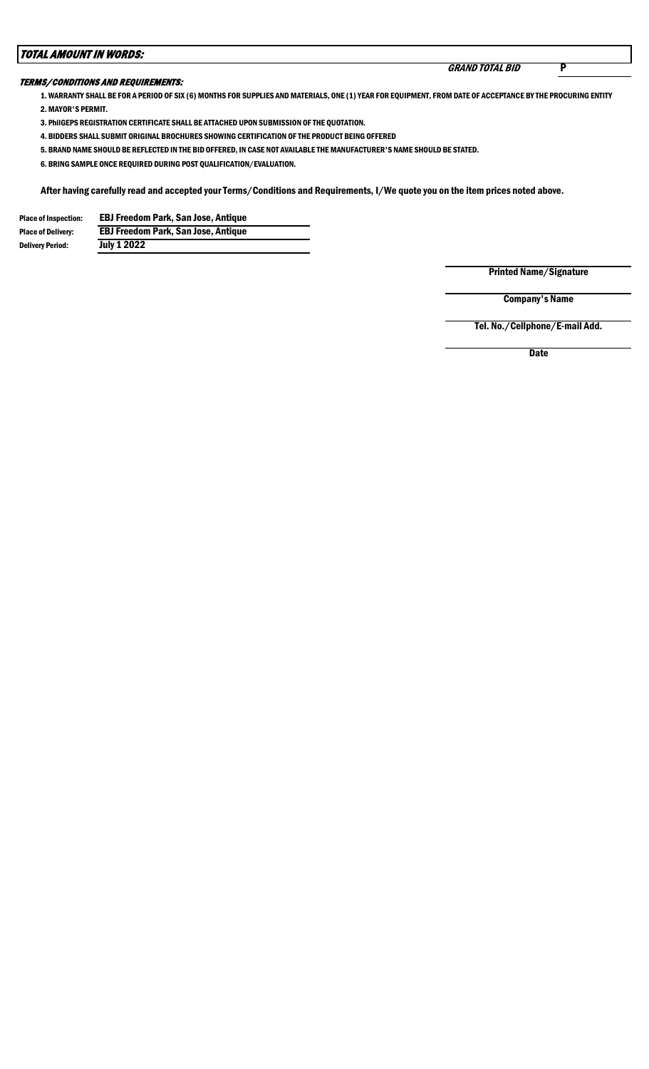***TOTAL AMOUNT IN WORDS:***

***GRAND TOTAL BID*** **P**

***TERMS/CONDITIONS AND REQUIREMENTS:***

1. WARRANTY SHALL BE FOR A PERIOD OF SIX (6) MONTHS FOR SUPPLIES AND MATERIALS, ONE (1) YEAR FOR EQUIPMENT, FROM DATE OF ACCEPTANCE BY THE PROCURING ENTITY
2. MAYOR'S PERMIT.
3. PhilGEPS REGISTRATION CERTIFICATE SHALL BE ATTACHED UPON SUBMISSION OF THE QUOTATION.
4. BIDDERS SHALL SUBMIT ORIGINAL BROCHURES SHOWING CERTIFICATION OF THE PRODUCT BEING OFFERED
5. BRAND NAME SHOULD BE REFLECTED IN THE BID OFFERED, IN CASE NOT AVAILABLE THE MANUFACTURER'S NAME SHOULD BE STATED.
6. BRING SAMPLE ONCE REQUIRED DURING POST QUALIFICATION/EVALUATION.

After having carefully read and accepted your Terms/Conditions and Requirements, I/We quote you on the item prices noted above.

| | |
|---|---|
| Place of Inspection: | EBJ Freedom Park, San Jose, Antique |
| Place of Delivery: | EBJ Freedom Park, San Jose, Antique |
| Delivery Period: | July 1 2022 |

Printed Name/Signature

Company's Name

Tel. No./Cellphone/E-mail Add.

Date